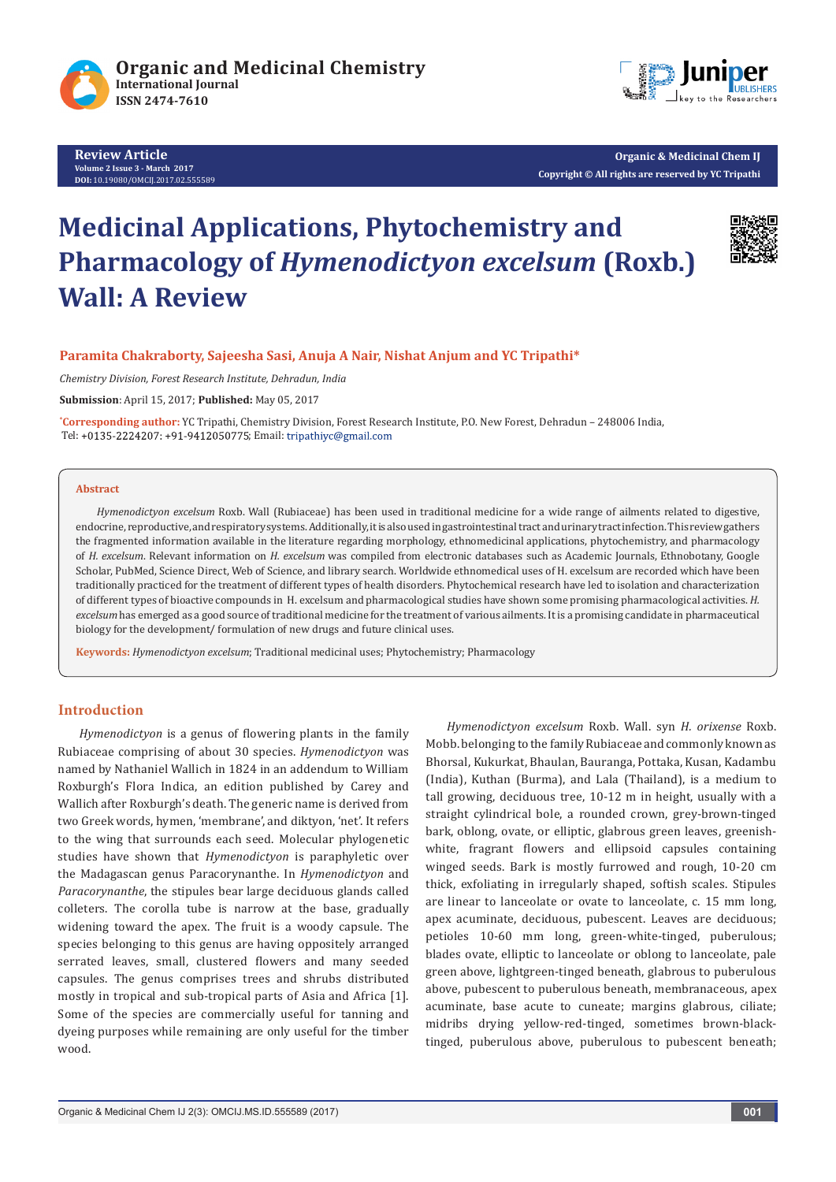Review Article
Volume 2 Issue 3 - March 2017
DOI: 10.19080/OMCIJ.2017.02.555589

Organic & Medicinal Chem IJ
Copyright © All rights are reserved by YC Tripathi

# Medicinal Applications, Phytochemistry and Pharmacology of *Hymenodictyon excelsum* (Roxb.) Wall: A Review

**Paramita Chakraborty, Sajeesha Sasi, Anuja A Nair, Nishat Anjum and YC Tripathi***

*Chemistry Division, Forest Research Institute, Dehradun, India*

**Submission**: April 15, 2017; **Published:** May 05, 2017

***Corresponding author:** YC Tripathi, Chemistry Division, Forest Research Institute, P.O. New Forest, Dehradun – 248006 India, Tel: +0135-2224207: +91-9412050775; Email: tripathiyc@gmail.com

## Abstract

*Hymenodictyon excelsum* Roxb. Wall (Rubiaceae) has been used in traditional medicine for a wide range of ailments related to digestive, endocrine, reproductive, and respiratory systems. Additionally, it is also used in gastrointestinal tract and urinary tract infection. This review gathers the fragmented information available in the literature regarding morphology, ethnomedicinal applications, phytochemistry, and pharmacology of *H. excelsum*. Relevant information on *H. excelsum* was compiled from electronic databases such as Academic Journals, Ethnobotany, Google Scholar, PubMed, Science Direct, Web of Science, and library search. Worldwide ethnomedical uses of H. excelsum are recorded which have been traditionally practiced for the treatment of different types of health disorders. Phytochemical research have led to isolation and characterization of different types of bioactive compounds in H. excelsum and pharmacological studies have shown some promising pharmacological activities. *H. excelsum* has emerged as a good source of traditional medicine for the treatment of various ailments. It is a promising candidate in pharmaceutical biology for the development/ formulation of new drugs and future clinical uses.

**Keywords:** *Hymenodictyon excelsum*; Traditional medicinal uses; Phytochemistry; Pharmacology

## Introduction

*Hymenodictyon* is a genus of flowering plants in the family Rubiaceae comprising of about 30 species. *Hymenodictyon* was named by Nathaniel Wallich in 1824 in an addendum to William Roxburgh's Flora Indica, an edition published by Carey and Wallich after Roxburgh's death. The generic name is derived from two Greek words, hymen, 'membrane', and diktyon, 'net'. It refers to the wing that surrounds each seed. Molecular phylogenetic studies have shown that *Hymenodictyon* is paraphyletic over the Madagascan genus Paracorynanthe. In *Hymenodictyon* and *Paracorynanthe*, the stipules bear large deciduous glands called colleters. The corolla tube is narrow at the base, gradually widening toward the apex. The fruit is a woody capsule. The species belonging to this genus are having oppositely arranged serrated leaves, small, clustered flowers and many seeded capsules. The genus comprises trees and shrubs distributed mostly in tropical and sub-tropical parts of Asia and Africa [1]. Some of the species are commercially useful for tanning and dyeing purposes while remaining are only useful for the timber wood.

*Hymenodictyon excelsum* Roxb. Wall. syn *H. orixense* Roxb. Mobb. belonging to the family Rubiaceae and commonly known as Bhorsal, Kukurkat, Bhaulan, Bauranga, Pottaka, Kusan, Kadambu (India), Kuthan (Burma), and Lala (Thailand), is a medium to tall growing, deciduous tree, 10-12 m in height, usually with a straight cylindrical bole, a rounded crown, grey-brown-tinged bark, oblong, ovate, or elliptic, glabrous green leaves, greenish-white, fragrant flowers and ellipsoid capsules containing winged seeds. Bark is mostly furrowed and rough, 10-20 cm thick, exfoliating in irregularly shaped, softish scales. Stipules are linear to lanceolate or ovate to lanceolate, c. 15 mm long, apex acuminate, deciduous, pubescent. Leaves are deciduous; petioles 10-60 mm long, green-white-tinged, puberulous; blades ovate, elliptic to lanceolate or oblong to lanceolate, pale green above, lightgreen-tinged beneath, glabrous to puberulous above, pubescent to puberulous beneath, membranaceous, apex acuminate, base acute to cuneate; margins glabrous, ciliate; midribs drying yellow-red-tinged, sometimes brown-black-tinged, puberulous above, puberulous to pubescent beneath;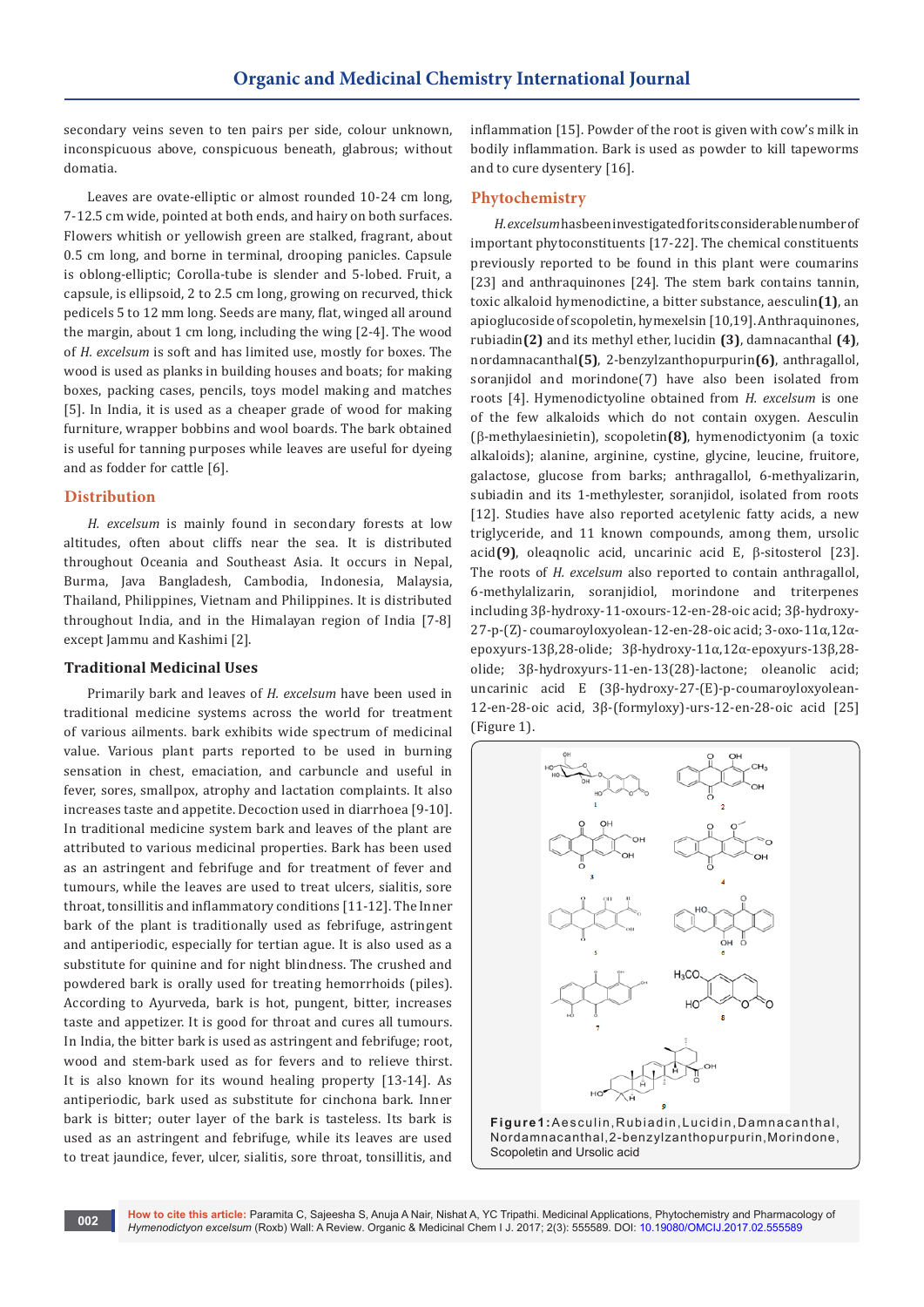secondary veins seven to ten pairs per side, colour unknown, inconspicuous above, conspicuous beneath, glabrous; without domatia.

Leaves are ovate-elliptic or almost rounded 10-24 cm long, 7-12.5 cm wide, pointed at both ends, and hairy on both surfaces. Flowers whitish or yellowish green are stalked, fragrant, about 0.5 cm long, and borne in terminal, drooping panicles. Capsule is oblong-elliptic; Corolla-tube is slender and 5-lobed. Fruit, a capsule, is ellipsoid, 2 to 2.5 cm long, growing on recurved, thick pedicels 5 to 12 mm long. Seeds are many, flat, winged all around the margin, about 1 cm long, including the wing [2-4]. The wood of *H. excelsum* is soft and has limited use, mostly for boxes. The wood is used as planks in building houses and boats; for making boxes, packing cases, pencils, toys model making and matches [5]. In India, it is used as a cheaper grade of wood for making furniture, wrapper bobbins and wool boards. The bark obtained is useful for tanning purposes while leaves are useful for dyeing and as fodder for cattle [6].

## Distribution

*H. excelsum* is mainly found in secondary forests at low altitudes, often about cliffs near the sea. It is distributed throughout Oceania and Southeast Asia. It occurs in Nepal, Burma, Java Bangladesh, Cambodia, Indonesia, Malaysia, Thailand, Philippines, Vietnam and Philippines. It is distributed throughout India, and in the Himalayan region of India [7-8] except Jammu and Kashimi [2].

### Traditional Medicinal Uses

Primarily bark and leaves of *H. excelsum* have been used in traditional medicine systems across the world for treatment of various ailments. bark exhibits wide spectrum of medicinal value. Various plant parts reported to be used in burning sensation in chest, emaciation, and carbuncle and useful in fever, sores, smallpox, atrophy and lactation complaints. It also increases taste and appetite. Decoction used in diarrhoea [9-10]. In traditional medicine system bark and leaves of the plant are attributed to various medicinal properties. Bark has been used as an astringent and febrifuge and for treatment of fever and tumours, while the leaves are used to treat ulcers, sialitis, sore throat, tonsillitis and inflammatory conditions [11-12]. The Inner bark of the plant is traditionally used as febrifuge, astringent and antiperiodic, especially for tertian ague. It is also used as a substitute for quinine and for night blindness. The crushed and powdered bark is orally used for treating hemorrhoids (piles). According to Ayurveda, bark is hot, pungent, bitter, increases taste and appetizer. It is good for throat and cures all tumours. In India, the bitter bark is used as astringent and febrifuge; root, wood and stem-bark used as for fevers and to relieve thirst. It is also known for its wound healing property [13-14]. As antiperiodic, bark used as substitute for cinchona bark. Inner bark is bitter; outer layer of the bark is tasteless. Its bark is used as an astringent and febrifuge, while its leaves are used to treat jaundice, fever, ulcer, sialitis, sore throat, tonsillitis, and inflammation [15]. Powder of the root is given with cow's milk in bodily inflammation. Bark is used as powder to kill tapeworms and to cure dysentery [16].

## Phytochemistry

*H. excelsum* has been investigated for its considerable number of important phytoconstituents [17-22]. The chemical constituents previously reported to be found in this plant were coumarins [23] and anthraquinones [24]. The stem bark contains tannin, toxic alkaloid hymenodictine, a bitter substance, aesculin **(1)**, an apioglucoside of scopoletin, hymexelsin [10,19]. Anthraquinones, rubiadin **(2)** and its methyl ether, lucidin **(3)**, damnacanthal **(4)**, nordamnacanthal **(5)**, 2-benzylzanthopurpurin **(6)**, anthragallol, soranjidol and morindone(7) have also been isolated from roots [4]. Hymenodictyoline obtained from *H. excelsum* is one of the few alkaloids which do not contain oxygen. Aesculin (β-methylaesinietin), scopoletin **(8)**, hymenodictyonim (a toxic alkaloids); alanine, arginine, cystine, glycine, leucine, fruitore, galactose, glucose from barks; anthragallol, 6-methyalizarin, subiadin and its 1-methylester, soranjidol, isolated from roots [12]. Studies have also reported acetylenic fatty acids, a new triglyceride, and 11 known compounds, among them, ursolic acid **(9)**, oleaqnolic acid, uncarinic acid E, β-sitosterol [23]. The roots of *H. excelsum* also reported to contain anthragallol, 6-methylalizarin, soranjidiol, morindone and triterpenes including 3β-hydroxy-11-oxours-12-en-28-oic acid; 3β-hydroxy-27-p-(Z)- coumaroyloxyolean-12-en-28-oic acid; 3-oxo-11α,12α-epoxyurs-13β,28-olide; 3β-hydroxy-11α,12α-epoxyurs-13β,28-olide; 3β-hydroxyurs-11-en-13(28)-lactone; oleanolic acid; uncarinic acid E (3β-hydroxy-27-(E)-p-coumaroyloxyolean-12-en-28-oic acid, 3β-(formyloxy)-urs-12-en-28-oic acid [25] (Figure 1).

**Figure 1:** Aesculin, Rubiadin, Lucidin, Damnacanthal, Nordamnacanthal, 2-benzylzanthopurpurin, Morindone, Scopoletin and Ursolic acid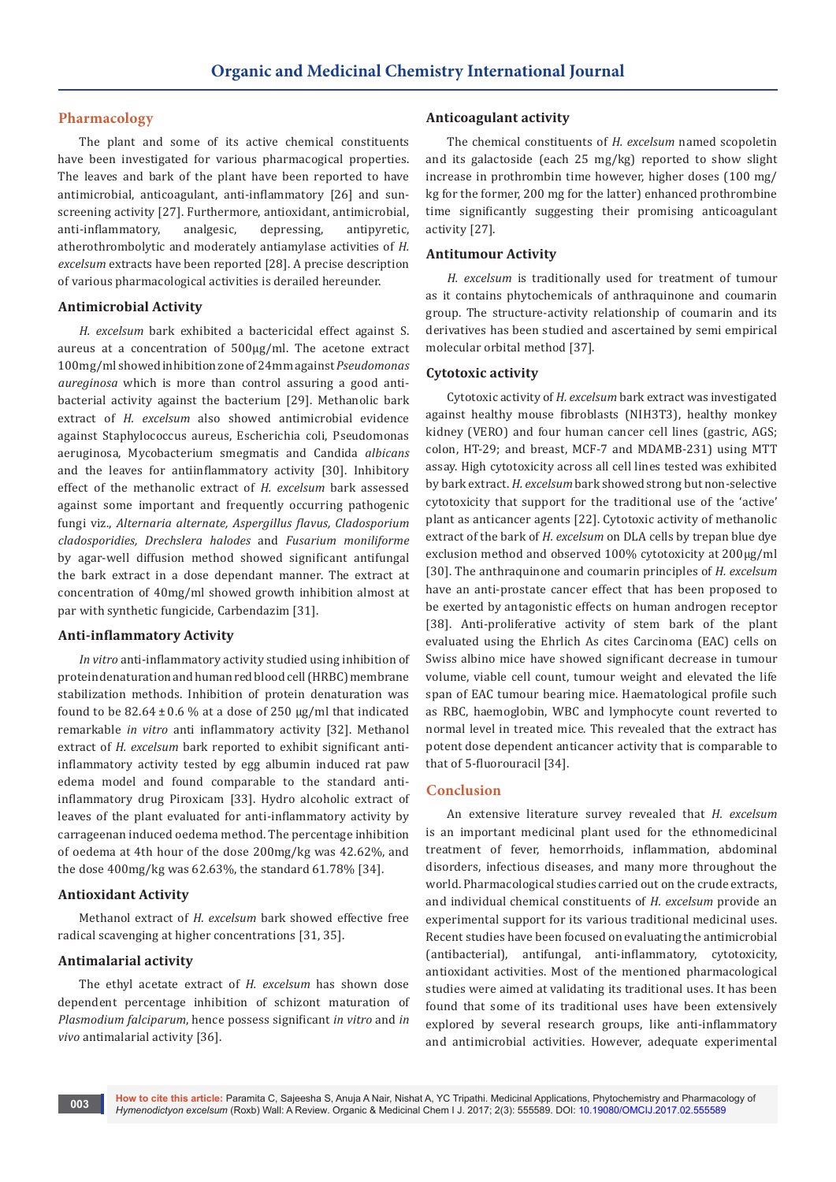## Pharmacology

The plant and some of its active chemical constituents have been investigated for various pharmacogical properties. The leaves and bark of the plant have been reported to have antimicrobial, anticoagulant, anti-inflammatory [26] and sun-screening activity [27]. Furthermore, antioxidant, antimicrobial, anti-inflammatory, analgesic, depressing, antipyretic, atherothrombolytic and moderately antiamylase activities of *H. excelsum* extracts have been reported [28]. A precise description of various pharmacological activities is derailed hereunder.

### Antimicrobial Activity

*H. excelsum* bark exhibited a bactericidal effect against S. aureus at a concentration of 500μg/ml. The acetone extract 100mg/ml showed inhibition zone of 24mm against *Pseudomonas aureginosa* which is more than control assuring a good anti-bacterial activity against the bacterium [29]. Methanolic bark extract of *H. excelsum* also showed antimicrobial evidence against Staphylococcus aureus, Escherichia coli, Pseudomonas aeruginosa, Mycobacterium smegmatis and Candida *albicans* and the leaves for antiinflammatory activity [30]. Inhibitory effect of the methanolic extract of *H. excelsum* bark assessed against some important and frequently occurring pathogenic fungi viz., *Alternaria alternate, Aspergillus flavus, Cladosporium cladosporidies, Drechslera halodes* and *Fusarium moniliforme* by agar-well diffusion method showed significant antifungal the bark extract in a dose dependant manner. The extract at concentration of 40mg/ml showed growth inhibition almost at par with synthetic fungicide, Carbendazim [31].

### Anti-inflammatory Activity

*In vitro* anti-inflammatory activity studied using inhibition of protein denaturation and human red blood cell (HRBC) membrane stabilization methods. Inhibition of protein denaturation was found to be 82.64 ± 0.6 % at a dose of 250 μg/ml that indicated remarkable *in vitro* anti inflammatory activity [32]. Methanol extract of *H. excelsum* bark reported to exhibit significant anti-inflammatory activity tested by egg albumin induced rat paw edema model and found comparable to the standard anti-inflammatory drug Piroxicam [33]. Hydro alcoholic extract of leaves of the plant evaluated for anti-inflammatory activity by carrageenan induced oedema method. The percentage inhibition of oedema at 4th hour of the dose 200mg/kg was 42.62%, and the dose 400mg/kg was 62.63%, the standard 61.78% [34].

### Antioxidant Activity

Methanol extract of *H. excelsum* bark showed effective free radical scavenging at higher concentrations [31, 35].

### Antimalarial activity

The ethyl acetate extract of *H. excelsum* has shown dose dependent percentage inhibition of schizont maturation of *Plasmodium falciparum*, hence possess significant *in vitro* and *in vivo* antimalarial activity [36].

### Anticoagulant activity

The chemical constituents of *H. excelsum* named scopoletin and its galactoside (each 25 mg/kg) reported to show slight increase in prothrombin time however, higher doses (100 mg/kg for the former, 200 mg for the latter) enhanced prothrombine time significantly suggesting their promising anticoagulant activity [27].

### Antitumour Activity

*H. excelsum* is traditionally used for treatment of tumour as it contains phytochemicals of anthraquinone and coumarin group. The structure-activity relationship of coumarin and its derivatives has been studied and ascertained by semi empirical molecular orbital method [37].

### Cytotoxic activity

Cytotoxic activity of *H. excelsum* bark extract was investigated against healthy mouse fibroblasts (NIH3T3), healthy monkey kidney (VERO) and four human cancer cell lines (gastric, AGS; colon, HT-29; and breast, MCF-7 and MDAMB-231) using MTT assay. High cytotoxicity across all cell lines tested was exhibited by bark extract. *H. excelsum* bark showed strong but non-selective cytotoxicity that support for the traditional use of the 'active' plant as anticancer agents [22]. Cytotoxic activity of methanolic extract of the bark of *H. excelsum* on DLA cells by trepan blue dye exclusion method and observed 100% cytotoxicity at 200μg/ml [30]. The anthraquinone and coumarin principles of *H. excelsum* have an anti-prostate cancer effect that has been proposed to be exerted by antagonistic effects on human androgen receptor [38]. Anti-proliferative activity of stem bark of the plant evaluated using the Ehrlich As cites Carcinoma (EAC) cells on Swiss albino mice have showed significant decrease in tumour volume, viable cell count, tumour weight and elevated the life span of EAC tumour bearing mice. Haematological profile such as RBC, haemoglobin, WBC and lymphocyte count reverted to normal level in treated mice. This revealed that the extract has potent dose dependent anticancer activity that is comparable to that of 5-fluorouracil [34].

## Conclusion

An extensive literature survey revealed that *H. excelsum* is an important medicinal plant used for the ethnomedicinal treatment of fever, hemorrhoids, inflammation, abdominal disorders, infectious diseases, and many more throughout the world. Pharmacological studies carried out on the crude extracts, and individual chemical constituents of *H. excelsum* provide an experimental support for its various traditional medicinal uses. Recent studies have been focused on evaluating the antimicrobial (antibacterial), antifungal, anti-inflammatory, cytotoxicity, antioxidant activities. Most of the mentioned pharmacological studies were aimed at validating its traditional uses. It has been found that some of its traditional uses have been extensively explored by several research groups, like anti-inflammatory and antimicrobial activities. However, adequate experimental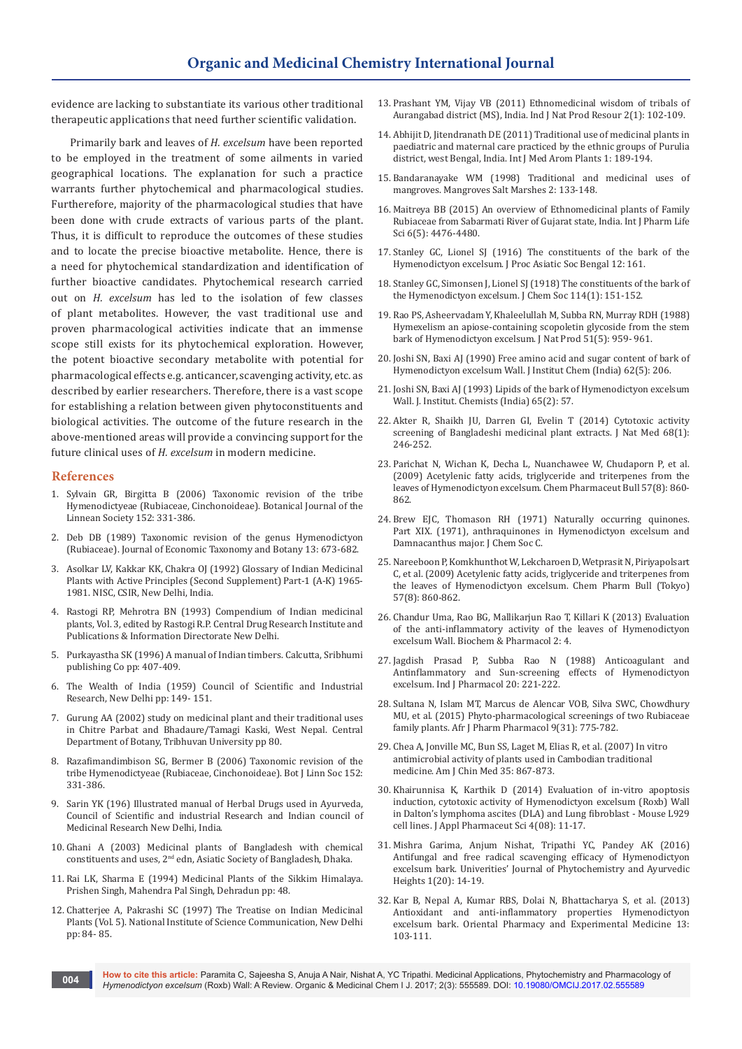evidence are lacking to substantiate its various other traditional therapeutic applications that need further scientific validation.

Primarily bark and leaves of *H. excelsum* have been reported to be employed in the treatment of some ailments in varied geographical locations. The explanation for such a practice warrants further phytochemical and pharmacological studies. Furtherefore, majority of the pharmacological studies that have been done with crude extracts of various parts of the plant. Thus, it is difficult to reproduce the outcomes of these studies and to locate the precise bioactive metabolite. Hence, there is a need for phytochemical standardization and identification of further bioactive candidates. Phytochemical research carried out on *H. excelsum* has led to the isolation of few classes of plant metabolites. However, the vast traditional use and proven pharmacological activities indicate that an immense scope still exists for its phytochemical exploration. However, the potent bioactive secondary metabolite with potential for pharmacological effects e.g. anticancer, scavenging activity, etc. as described by earlier researchers. Therefore, there is a vast scope for establishing a relation between given phytoconstituents and biological activities. The outcome of the future research in the above-mentioned areas will provide a convincing support for the future clinical uses of *H. excelsum* in modern medicine.

## References

1. Sylvain GR, Birgitta B (2006) Taxonomic revision of the tribe Hymenodictyeae (Rubiaceae, Cinchonoideae). Botanical Journal of the Linnean Society 152: 331-386.
2. Deb DB (1989) Taxonomic revision of the genus Hymenodictyon (Rubiaceae). Journal of Economic Taxonomy and Botany 13: 673-682.
3. Asolkar LV, Kakkar KK, Chakra OJ (1992) Glossary of Indian Medicinal Plants with Active Principles (Second Supplement) Part-1 (A-K) 1965-1981. NISC, CSIR, New Delhi, India.
4. Rastogi RP, Mehrotra BN (1993) Compendium of Indian medicinal plants, Vol. 3, edited by Rastogi R.P. Central Drug Research Institute and Publications & Information Directorate New Delhi.
5. Purkayastha SK (1996) A manual of Indian timbers. Calcutta, Sribhumi publishing Co pp: 407-409.
6. The Wealth of India (1959) Council of Scientific and Industrial Research, New Delhi pp: 149- 151.
7. Gurung AA (2002) study on medicinal plant and their traditional uses in Chitre Parbat and Bhadaure/Tamagi Kaski, West Nepal. Central Department of Botany, Tribhuvan University pp 80.
8. Razafimandimbison SG, Bermer B (2006) Taxonomic revision of the tribe Hymenodictyeae (Rubiaceae, Cinchonoideae). Bot J Linn Soc 152: 331-386.
9. Sarin YK (196) Illustrated manual of Herbal Drugs used in Ayurveda, Council of Scientific and industrial Research and Indian council of Medicinal Research New Delhi, India.
10. Ghani A (2003) Medicinal plants of Bangladesh with chemical constituents and uses, 2nd edn, Asiatic Society of Bangladesh, Dhaka.
11. Rai LK, Sharma E (1994) Medicinal Plants of the Sikkim Himalaya. Prishen Singh, Mahendra Pal Singh, Dehradun pp: 48.
12. Chatterjee A, Pakrashi SC (1997) The Treatise on Indian Medicinal Plants (Vol. 5). National Institute of Science Communication, New Delhi pp: 84- 85.
13. Prashant YM, Vijay VB (2011) Ethnomedicinal wisdom of tribals of Aurangabad district (MS), India. Ind J Nat Prod Resour 2(1): 102-109.
14. Abhijit D, Jitendranath DE (2011) Traditional use of medicinal plants in paediatric and maternal care practiced by the ethnic groups of Purulia district, west Bengal, India. Int J Med Arom Plants 1: 189-194.
15. Bandaranayake WM (1998) Traditional and medicinal uses of mangroves. Mangroves Salt Marshes 2: 133-148.
16. Maitreya BB (2015) An overview of Ethnomedicinal plants of Family Rubiaceae from Sabarmati River of Gujarat state, India. Int J Pharm Life Sci 6(5): 4476-4480.
17. Stanley GC, Lionel SJ (1916) The constituents of the bark of the Hymenodictyon excelsum. J Proc Asiatic Soc Bengal 12: 161.
18. Stanley GC, Simonsen J, Lionel SJ (1918) The constituents of the bark of the Hymenodictyon excelsum. J Chem Soc 114(1): 151-152.
19. Rao PS, Asheervadam Y, Khaleelullah M, Subba RN, Murray RDH (1988) Hymexelism an apiose-containing scopoletin glycoside from the stem bark of Hymenodictyon excelsum. J Nat Prod 51(5): 959- 961.
20. Joshi SN, Baxi AJ (1990) Free amino acid and sugar content of bark of Hymenodictyon excelsum Wall. J Institut Chem (India) 62(5): 206.
21. Joshi SN, Baxi AJ (1993) Lipids of the bark of Hymenodictyon excelsum Wall. J. Institut. Chemists (India) 65(2): 57.
22. Akter R, Shaikh JU, Darren GI, Evelin T (2014) Cytotoxic activity screening of Bangladeshi medicinal plant extracts. J Nat Med 68(1): 246-252.
23. Parichat N, Wichan K, Decha L, Nuanchawee W, Chudaporn P, et al. (2009) Acetylenic fatty acids, triglyceride and triterpenes from the leaves of Hymenodictyon excelsum. Chem Pharmaceut Bull 57(8): 860-862.
24. Brew EJC, Thomason RH (1971) Naturally occurring quinones. Part XIX. (1971), anthraquinones in Hymenodictyon excelsum and Damnacanthus major. J Chem Soc C.
25. Nareeboon P, Komkhunthot W, Lekcharoen D, Wetprasit N, Piriyapolsart C, et al. (2009) Acetylenic fatty acids, triglyceride and triterpenes from the leaves of Hymenodictyon excelsum. Chem Pharm Bull (Tokyo) 57(8): 860-862.
26. Chandur Uma, Rao BG, Mallikarjun Rao T, Killari K (2013) Evaluation of the anti-inflammatory activity of the leaves of Hymenodictyon excelsum Wall. Biochem & Pharmacol 2: 4.
27. Jagdish Prasad P, Subba Rao N (1988) Anticoagulant and Antinflammatory and Sun-screening effects of Hymenodictyon excelsum. Ind J Pharmacol 20: 221-222.
28. Sultana N, Islam MT, Marcus de Alencar VOB, Silva SWC, Chowdhury MU, et al. (2015) Phyto-pharmacological screenings of two Rubiaceae family plants. Afr J Pharm Pharmacol 9(31): 775-782.
29. Chea A, Jonville MC, Bun SS, Laget M, Elias R, et al. (2007) In vitro antimicrobial activity of plants used in Cambodian traditional medicine. Am J Chin Med 35: 867-873.
30. Khairunnisa K, Karthik D (2014) Evaluation of in-vitro apoptosis induction, cytotoxic activity of Hymenodictyon excelsum (Roxb) Wall in Dalton's lymphoma ascites (DLA) and Lung fibroblast - Mouse L929 cell lines. J Appl Pharmaceut Sci 4(08): 11-17.
31. Mishra Garima, Anjum Nishat, Tripathi YC, Pandey AK (2016) Antifungal and free radical scavenging efficacy of Hymenodictyon excelsum bark. Univerities' Journal of Phytochemistry and Ayurvedic Heights 1(20): 14-19.
32. Kar B, Nepal A, Kumar RBS, Dolai N, Bhattacharya S, et al. (2013) Antioxidant and anti-inflammatory properties Hymenodictyon excelsum bark. Oriental Pharmacy and Experimental Medicine 13: 103-111.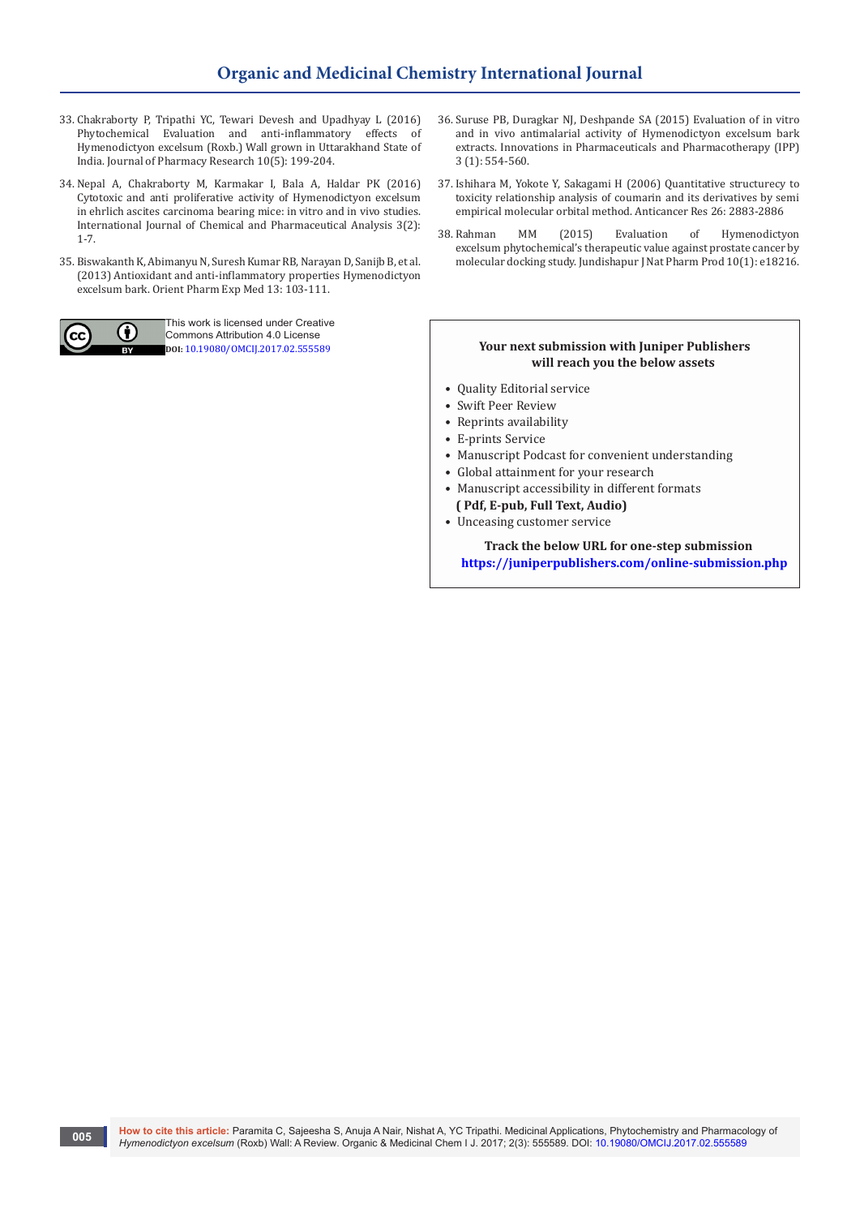33. Chakraborty P, Tripathi YC, Tewari Devesh and Upadhyay L (2016) Phytochemical Evaluation and anti-inflammatory effects of Hymenodictyon excelsum (Roxb.) Wall grown in Uttarakhand State of India. Journal of Pharmacy Research 10(5): 199-204.
34. Nepal A, Chakraborty M, Karmakar I, Bala A, Haldar PK (2016) Cytotoxic and anti proliferative activity of Hymenodictyon excelsum in ehrlich ascites carcinoma bearing mice: in vitro and in vivo studies. International Journal of Chemical and Pharmaceutical Analysis 3(2): 1-7.
35. Biswakanth K, Abimanyu N, Suresh Kumar RB, Narayan D, Sanijb B, et al. (2013) Antioxidant and anti-inflammatory properties Hymenodictyon excelsum bark. Orient Pharm Exp Med 13: 103-111.
36. Suruse PB, Duragkar NJ, Deshpande SA (2015) Evaluation of in vitro and in vivo antimalarial activity of Hymenodictyon excelsum bark extracts. Innovations in Pharmaceuticals and Pharmacotherapy (IPP) 3 (1): 554-560.
37. Ishihara M, Yokote Y, Sakagami H (2006) Quantitative structurecy to toxicity relationship analysis of coumarin and its derivatives by semi empirical molecular orbital method. Anticancer Res 26: 2883-2886
38. Rahman MM (2015) Evaluation of Hymenodictyon excelsum phytochemical's therapeutic value against prostate cancer by molecular docking study. Jundishapur J Nat Pharm Prod 10(1): e18216.

This work is licensed under Creative Commons Attribution 4.0 License
**DOI:** 10.19080/OMCIJ.2017.02.555589

**Your next submission with Juniper Publishers will reach you the below assets**

- Quality Editorial service
- Swift Peer Review
- Reprints availability
- E-prints Service
- Manuscript Podcast for convenient understanding
- Global attainment for your research
- Manuscript accessibility in different formats
  **( Pdf, E-pub, Full Text, Audio)**
- Unceasing customer service

**Track the below URL for one-step submission**
**https://juniperpublishers.com/online-submission.php**

**How to cite this article:** Paramita C, Sajeesha S, Anuja A Nair, Nishat A, YC Tripathi. Medicinal Applications, Phytochemistry and Pharmacology of *Hymenodictyon excelsum* (Roxb) Wall: A Review. Organic & Medicinal Chem I J. 2017; 2(3): 555589. DOI: 10.19080/OMCIJ.2017.02.555589